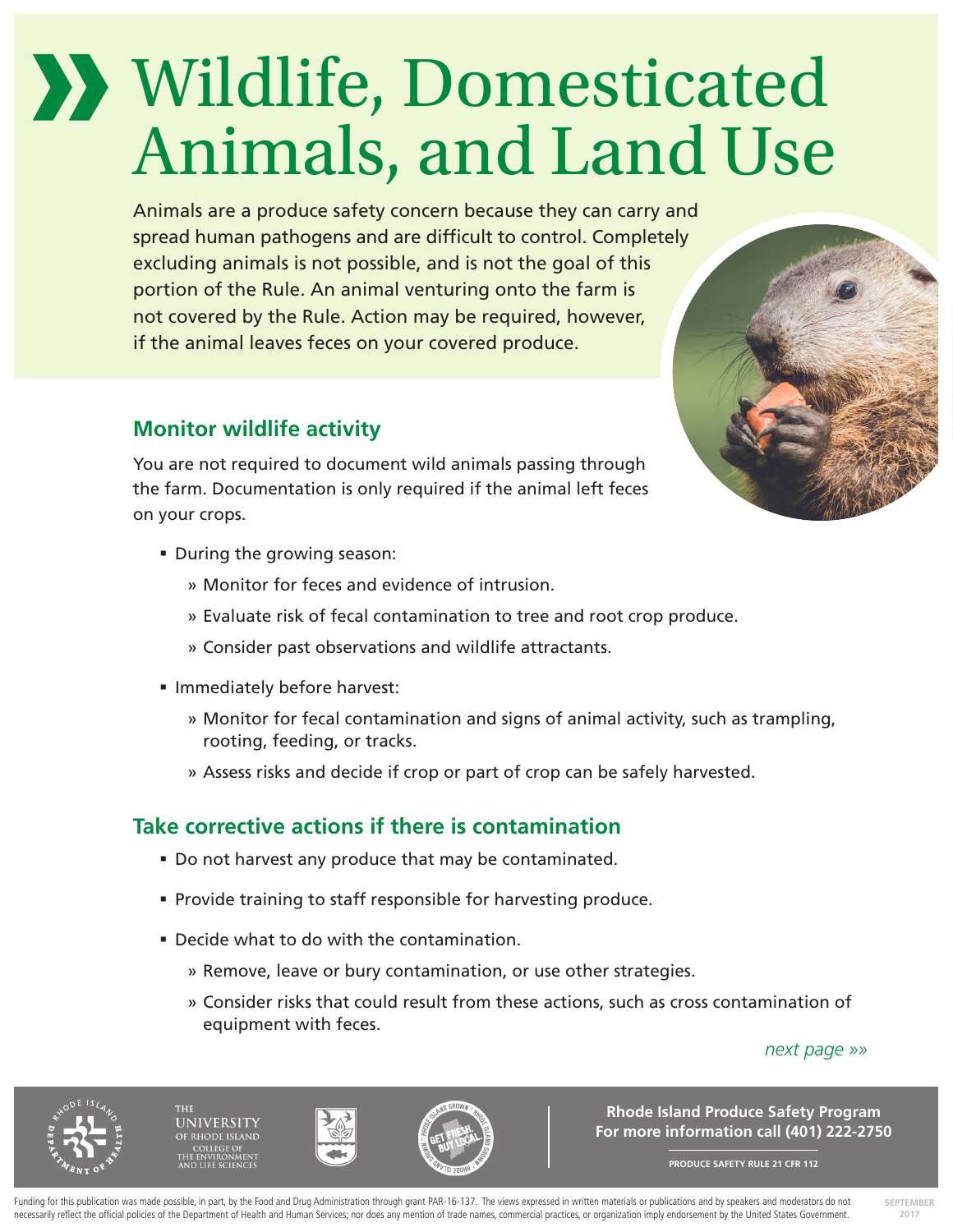# Wildlife, Domesticated Animals, and Land Use

Animals are a produce safety concern because they can carry and spread human pathogens and are difficult to control. Completely excluding animals is not possible, and is not the goal of this portion of the Rule. An animal venturing onto the farm is not covered by the Rule. Action may be required, however, if the animal leaves feces on your covered produce.

## Monitor wildlife activity

You are not required to document wild animals passing through the farm. Documentation is only required if the animal left feces on your crops.

- During the growing season:
  - Monitor for feces and evidence of intrusion.
  - Evaluate risk of fecal contamination to tree and root crop produce.
  - Consider past observations and wildlife attractants.
- Immediately before harvest:
  - Monitor for fecal contamination and signs of animal activity, such as trampling, rooting, feeding, or tracks.
  - Assess risks and decide if crop or part of crop can be safely harvested.

## Take corrective actions if there is contamination

- Do not harvest any produce that may be contaminated.
- Provide training to staff responsible for harvesting produce.
- Decide what to do with the contamination.
  - Remove, leave or bury contamination, or use other strategies.
  - Consider risks that could result from these actions, such as cross contamination of equipment with feces.

*next page »»*

**Rhode Island Produce Safety Program**
**For more information call (401) 222-2750**

PRODUCE SAFETY RULE 21 CFR 112

Funding for this publication was made possible, in part, by the Food and Drug Administration through grant PAR-16-137. The views expressed in written materials or publications and by speakers and moderators do not necessarily reflect the official policies of the Department of Health and Human Services; nor does any mention of trade names, commercial practices, or organization imply endorsement by the United States Government.

SEPTEMBER 2017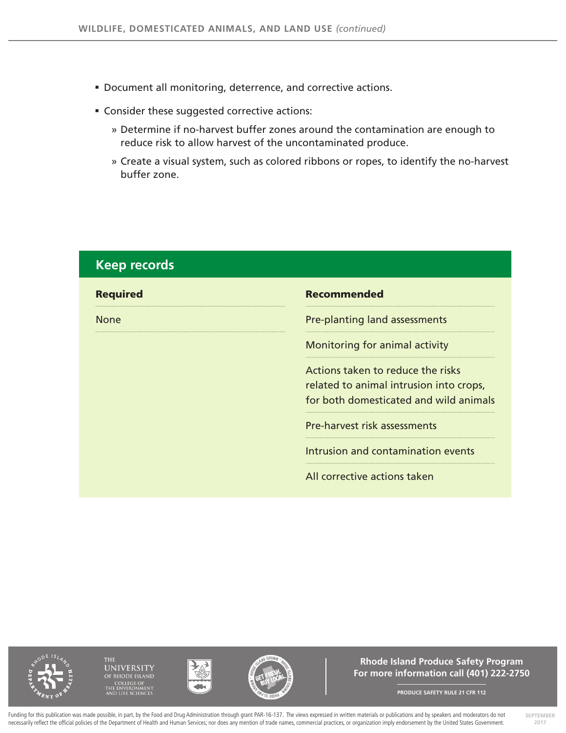- Document all monitoring, deterrence, and corrective actions.
- Consider these suggested corrective actions:
  - Determine if no-harvest buffer zones around the contamination are enough to reduce risk to allow harvest of the uncontaminated produce.
  - Create a visual system, such as colored ribbons or ropes, to identify the no-harvest buffer zone.

## Keep records

| **Required** | **Recommended** |
|---|---|
| None | Pre-planting land assessments |
| | Monitoring for animal activity |
| | Actions taken to reduce the risks related to animal intrusion into crops, for both domesticated and wild animals |
| | Pre-harvest risk assessments |
| | Intrusion and contamination events |
| | All corrective actions taken |

**Rhode Island Produce Safety Program**
**For more information call (401) 222-2750**

PRODUCE SAFETY RULE 21 CFR 112

Funding for this publication was made possible, in part, by the Food and Drug Administration through grant PAR-16-137. The views expressed in written materials or publications and by speakers and moderators do not necessarily reflect the official policies of the Department of Health and Human Services; nor does any mention of trade names, commercial practices, or organization imply endorsement by the United States Government.

SEPTEMBER 2017